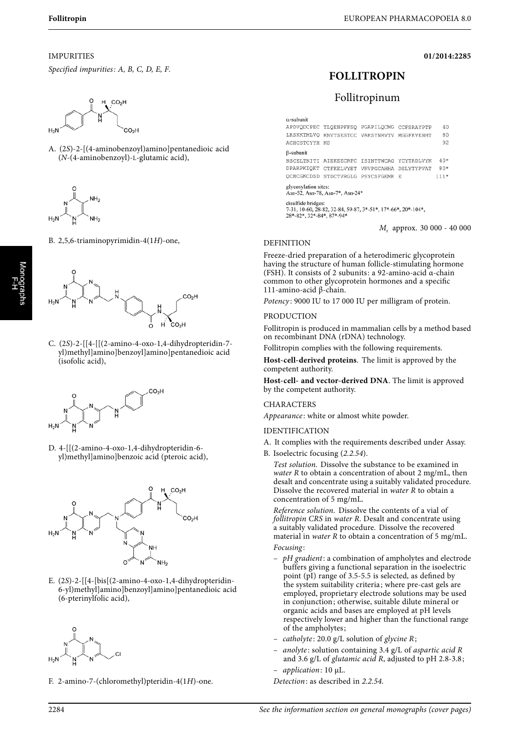## IMPURITIES

*Specified impurities*: A, B, C, D, E, F.

A. (2*S*)-2-[(4-aminobenzoyl)amino]pentanedioic acid (*N*-(4-aminobenzoyl)-L-glutamic acid),

B. 2,5,6-triaminopyrimidin-4(1*H*)-one,

C. (2*S*)-2-[[4-[[(2-amino-4-oxo-1,4-dihydropteridin-7-yl)methyl]amino]benzoyl]amino]pentanedioic acid (isofolic acid),

D. 4-[[(2-amino-4-oxo-1,4-dihydropteridin-6-yl)methyl]amino]benzoic acid (pteroic acid),

E. (2*S*)-2-[[4-[bis[(2-amino-4-oxo-1,4-dihydropteridin-6-yl)methyl]amino]benzoyl]amino]pentanedioic acid (6-pterinylfolic acid),

F. 2-amino-7-(chloromethyl)pteridin-4(1*H*)-one.

**01/2014:2285**

# FOLLITROPIN

## Follitropinum

α-subunit

```
APDVQDCPEC TLQENPFFSQ PGAPILQCMG CCFSRAYPTP   40
LRSKKTMLVQ KNVTSESTCC VAKSYNRVTV MGGFKVENHT   80
ACHCSTCYYH KS                                 92
```

β-subunit

```
NSCELTNITI AIEKEECRFC ISINTTWCAG YCYTRDLVYK  40*
DPARPKIQKT CTFKELVYET VRVPGCAHHA DSLYTYPVAT  80*
QCHCGKCDSD STDCTVRGLG PSYCSFGEMK E          111*
```

glycosylation sites:
Asn-52, Asn-78, Asn-7*, Asn-24*

disulfide bridges:
7-31, 10-60, 28-82, 32-84, 59-87, 3*-51*, 17*-66*, 20*-104*, 28*-82*, 32*-84*, 87*-94*

$M_r$ approx. 30 000 - 40 000

### DEFINITION

Freeze-dried preparation of a heterodimeric glycoprotein having the structure of human follicle-stimulating hormone (FSH). It consists of 2 subunits: a 92-amino-acid α-chain common to other glycoprotein hormones and a specific 111-amino-acid β-chain.

*Potency*: 9000 IU to 17 000 IU per milligram of protein.

### PRODUCTION

Follitropin is produced in mammalian cells by a method based on recombinant DNA (rDNA) technology.

Follitropin complies with the following requirements.

**Host-cell-derived proteins**. The limit is approved by the competent authority.

**Host-cell- and vector-derived DNA**. The limit is approved by the competent authority.

### CHARACTERS

*Appearance*: white or almost white powder.

### IDENTIFICATION

A. It complies with the requirements described under Assay.

B. Isoelectric focusing (*2.2.54*).

*Test solution.* Dissolve the substance to be examined in *water R* to obtain a concentration of about 2 mg/mL, then desalt and concentrate using a suitably validated procedure. Dissolve the recovered material in *water R* to obtain a concentration of 5 mg/mL.

*Reference solution.* Dissolve the contents of a vial of *follitropin CRS* in *water R*. Desalt and concentrate using a suitably validated procedure. Dissolve the recovered material in *water R* to obtain a concentration of 5 mg/mL.

*Focusing*:

- *pH gradient*: a combination of ampholytes and electrode buffers giving a functional separation in the isoelectric point (pI) range of 3.5-5.5 is selected, as defined by the system suitability criteria; where pre-cast gels are employed, proprietary electrode solutions may be used in conjunction; otherwise, suitable dilute mineral or organic acids and bases are employed at pH levels respectively lower and higher than the functional range of the ampholytes;
- *catholyte*: 20.0 g/L solution of *glycine R*;
- *anolyte*: solution containing 3.4 g/L of *aspartic acid R* and 3.6 g/L of *glutamic acid R*, adjusted to pH 2.8-3.8;
- *application*: 10 µL.

*Detection*: as described in *2.2.54.*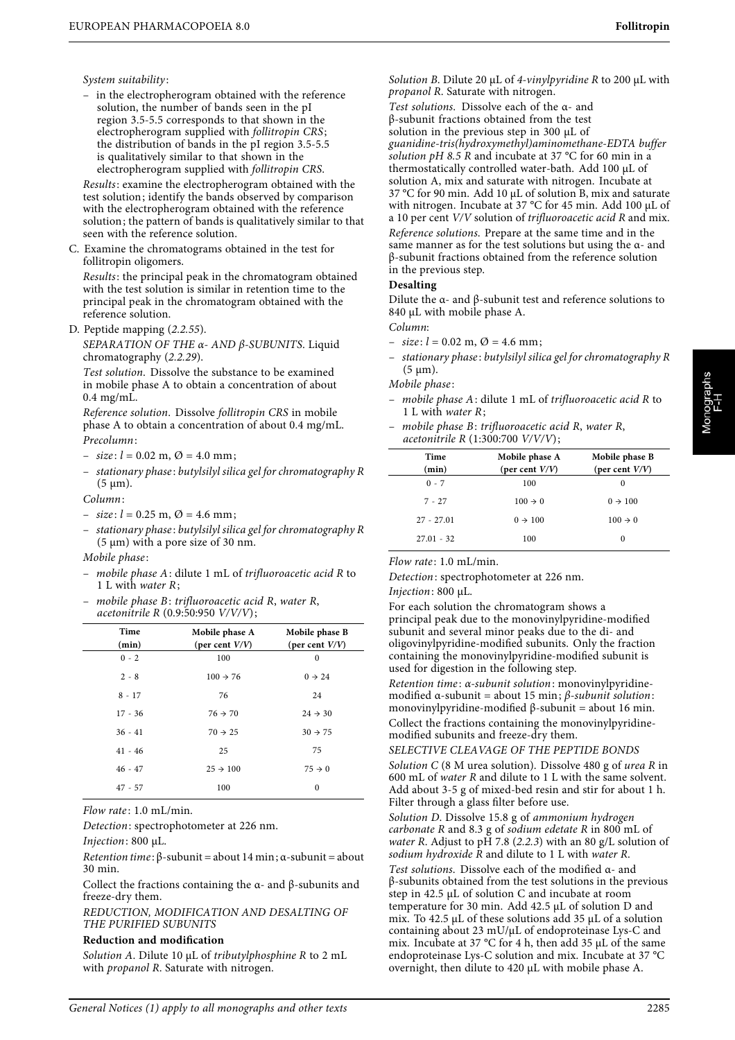*System suitability*:

– in the electropherogram obtained with the reference solution, the number of bands seen in the pI region 3.5-5.5 corresponds to that shown in the electropherogram supplied with *follitropin CRS*; the distribution of bands in the pI region 3.5-5.5 is qualitatively similar to that shown in the electropherogram supplied with *follitropin CRS*.

*Results*: examine the electropherogram obtained with the test solution; identify the bands observed by comparison with the electropherogram obtained with the reference solution; the pattern of bands is qualitatively similar to that seen with the reference solution.

C. Examine the chromatograms obtained in the test for follitropin oligomers.

*Results*: the principal peak in the chromatogram obtained with the test solution is similar in retention time to the principal peak in the chromatogram obtained with the reference solution.

D. Peptide mapping (*2.2.55*).

*SEPARATION OF THE α- AND β-SUBUNITS*. Liquid chromatography (*2.2.29*).

*Test solution*. Dissolve the substance to be examined in mobile phase A to obtain a concentration of about 0.4 mg/mL.

*Reference solution*. Dissolve *follitropin CRS* in mobile phase A to obtain a concentration of about 0.4 mg/mL.

*Precolumn*:

– *size*: $l$ = 0.02 m, Ø = 4.0 mm;
– *stationary phase*: *butylsilyl silica gel for chromatography R* (5 µm).

*Column*:

– *size*: $l$ = 0.25 m, Ø = 4.6 mm;
– *stationary phase*: *butylsilyl silica gel for chromatography R* (5 µm) with a pore size of 30 nm.

*Mobile phase*:

– *mobile phase A*: dilute 1 mL of *trifluoroacetic acid R* to 1 L with *water R*;
– *mobile phase B*: *trifluoroacetic acid R*, *water R*, *acetonitrile R* (0.9:50:950 *V/V/V*);

| Time (min) | Mobile phase A (per cent *V/V*) | Mobile phase B (per cent *V/V*) |
|---|---|---|
| 0 - 2 | 100 | 0 |
| 2 - 8 | 100 → 76 | 0 → 24 |
| 8 - 17 | 76 | 24 |
| 17 - 36 | 76 → 70 | 24 → 30 |
| 36 - 41 | 70 → 25 | 30 → 75 |
| 41 - 46 | 25 | 75 |
| 46 - 47 | 25 → 100 | 75 → 0 |
| 47 - 57 | 100 | 0 |

*Flow rate*: 1.0 mL/min.

*Detection*: spectrophotometer at 226 nm.

*Injection*: 800 µL.

*Retention time*: β-subunit = about 14 min; α-subunit = about 30 min.

Collect the fractions containing the α- and β-subunits and freeze-dry them.

*REDUCTION, MODIFICATION AND DESALTING OF THE PURIFIED SUBUNITS*

**Reduction and modification**

*Solution A*. Dilute 10 µL of *tributylphosphine R* to 2 mL with *propanol R*. Saturate with nitrogen.

*Solution B*. Dilute 20 µL of *4-vinylpyridine R* to 200 µL with *propanol R*. Saturate with nitrogen.

*Test solutions*. Dissolve each of the α- and β-subunit fractions obtained from the test solution in the previous step in 300 µL of *guanidine-tris(hydroxymethyl)aminomethane-EDTA buffer solution pH 8.5 R* and incubate at 37 °C for 60 min in a thermostatically controlled water-bath. Add 100 µL of solution A, mix and saturate with nitrogen. Incubate at 37 °C for 90 min. Add 10 µL of solution B, mix and saturate with nitrogen. Incubate at 37 °C for 45 min. Add 100 µL of a 10 per cent *V/V* solution of *trifluoroacetic acid R* and mix.

*Reference solutions*. Prepare at the same time and in the same manner as for the test solutions but using the α- and β-subunit fractions obtained from the reference solution in the previous step.

**Desalting**

Dilute the α- and β-subunit test and reference solutions to 840 µL with mobile phase A.

*Column*:

– *size*: $l$ = 0.02 m, Ø = 4.6 mm;
– *stationary phase*: *butylsilyl silica gel for chromatography R* (5 µm).

*Mobile phase*:

– *mobile phase A*: dilute 1 mL of *trifluoroacetic acid R* to 1 L with *water R*;
– *mobile phase B*: *trifluoroacetic acid R*, *water R*, *acetonitrile R* (1:300:700 *V/V/V*);

| Time (min) | Mobile phase A (per cent *V/V*) | Mobile phase B (per cent *V/V*) |
|---|---|---|
| 0 - 7 | 100 | 0 |
| 7 - 27 | 100 → 0 | 0 → 100 |
| 27 - 27.01 | 0 → 100 | 100 → 0 |
| 27.01 - 32 | 100 | 0 |

*Flow rate*: 1.0 mL/min.

*Detection*: spectrophotometer at 226 nm.

*Injection*: 800 µL.

For each solution the chromatogram shows a principal peak due to the monovinylpyridine-modified subunit and several minor peaks due to the di- and oligovinylpyridine-modified subunits. Only the fraction containing the monovinylpyridine-modified subunit is used for digestion in the following step.

*Retention time*: *α-subunit solution*: monovinylpyridine-modified α-subunit = about 15 min; *β-subunit solution*: monovinylpyridine-modified β-subunit = about 16 min.

Collect the fractions containing the monovinylpyridine-modified subunits and freeze-dry them.

*SELECTIVE CLEAVAGE OF THE PEPTIDE BONDS*

*Solution C* (8 M urea solution). Dissolve 480 g of *urea R* in 600 mL of *water R* and dilute to 1 L with the same solvent. Add about 3-5 g of mixed-bed resin and stir for about 1 h. Filter through a glass filter before use.

*Solution D*. Dissolve 15.8 g of *ammonium hydrogen carbonate R* and 8.3 g of *sodium edetate R* in 800 mL of *water R*. Adjust to pH 7.8 (*2.2.3*) with an 80 g/L solution of *sodium hydroxide R* and dilute to 1 L with *water R*.

*Test solutions*. Dissolve each of the modified α- and β-subunits obtained from the test solutions in the previous step in 42.5 µL of solution C and incubate at room temperature for 30 min. Add 42.5 µL of solution D and mix. To 42.5 µL of these solutions add 35 µL of a solution containing about 23 mU/µL of endoproteinase Lys-C and mix. Incubate at 37 °C for 4 h, then add 35 µL of the same endoproteinase Lys-C solution and mix. Incubate at 37 °C overnight, then dilute to 420 µL with mobile phase A.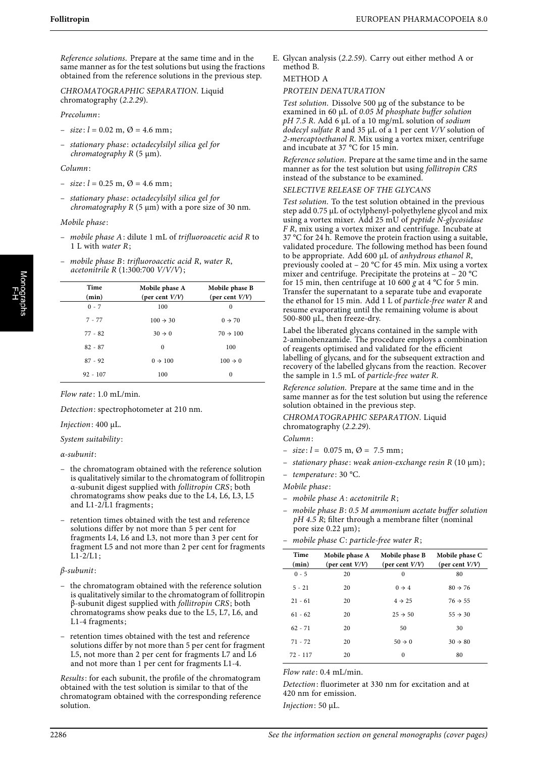*Reference solutions*. Prepare at the same time and in the same manner as for the test solutions but using the fractions obtained from the reference solutions in the previous step.

CHROMATOGRAPHIC SEPARATION. Liquid chromatography (*2.2.29*).

*Precolumn*:

- *size*: $l$ = 0.02 m, Ø = 4.6 mm;
- *stationary phase*: *octadecylsilyl silica gel for chromatography R* (5 µm).

*Column*:

- *size*: $l$ = 0.25 m, Ø = 4.6 mm;
- *stationary phase*: *octadecylsilyl silica gel for chromatography R* (5 µm) with a pore size of 30 nm.

*Mobile phase*:

- *mobile phase A*: dilute 1 mL of *trifluoroacetic acid R* to 1 L with *water R*;
- *mobile phase B*: *trifluoroacetic acid R*, *water R*, *acetonitrile R* (1:300:700 *V/V/V*);

| Time (min) | Mobile phase A (per cent *V/V*) | Mobile phase B (per cent *V/V*) |
|---|---|---|
| 0 - 7 | 100 | 0 |
| 7 - 77 | 100 → 30 | 0 → 70 |
| 77 - 82 | 30 → 0 | 70 → 100 |
| 82 - 87 | 0 | 100 |
| 87 - 92 | 0 → 100 | 100 → 0 |
| 92 - 107 | 100 | 0 |

*Flow rate*: 1.0 mL/min.

*Detection*: spectrophotometer at 210 nm.

*Injection*: 400 µL.

*System suitability*:

*α-subunit*:

- the chromatogram obtained with the reference solution is qualitatively similar to the chromatogram of follitropin α-subunit digest supplied with *follitropin CRS*; both chromatograms show peaks due to the L4, L6, L3, L5 and L1-2/L1 fragments;
- retention times obtained with the test and reference solutions differ by not more than 5 per cent for fragments L4, L6 and L3, not more than 3 per cent for fragment L5 and not more than 2 per cent for fragments L1-2/L1;

*β-subunit*:

- the chromatogram obtained with the reference solution is qualitatively similar to the chromatogram of follitropin β-subunit digest supplied with *follitropin CRS*; both chromatograms show peaks due to the L5, L7, L6, and L1-4 fragments;
- retention times obtained with the test and reference solutions differ by not more than 5 per cent for fragment L5, not more than 2 per cent for fragments L7 and L6 and not more than 1 per cent for fragments L1-4.

*Results*: for each subunit, the profile of the chromatogram obtained with the test solution is similar to that of the chromatogram obtained with the corresponding reference solution.

E. Glycan analysis (*2.2.59*). Carry out either method A or method B.

METHOD A

*PROTEIN DENATURATION*

*Test solution*. Dissolve 500 µg of the substance to be examined in 60 µL of *0.05 M phosphate buffer solution pH 7.5 R*. Add 6 µL of a 10 mg/mL solution of *sodium dodecyl sulfate R* and 35 µL of a 1 per cent *V/V* solution of *2-mercaptoethanol R*. Mix using a vortex mixer, centrifuge and incubate at 37 °C for 15 min.

*Reference solution*. Prepare at the same time and in the same manner as for the test solution but using *follitropin CRS* instead of the substance to be examined.

*SELECTIVE RELEASE OF THE GLYCANS*

*Test solution*. To the test solution obtained in the previous step add 0.75 µL of octylphenyl-polyethylene glycol and mix using a vortex mixer. Add 25 mU of *peptide N-glycosidase F R*, mix using a vortex mixer and centrifuge. Incubate at 37 °C for 24 h. Remove the protein fraction using a suitable, validated procedure. The following method has been found to be appropriate. Add 600 µL of *anhydrous ethanol R*, previously cooled at – 20 °C for 45 min. Mix using a vortex mixer and centrifuge. Precipitate the proteins at – 20 °C for 15 min, then centrifuge at 10 600 *g* at 4 °C for 5 min. Transfer the supernatant to a separate tube and evaporate the ethanol for 15 min. Add 1 L of *particle-free water R* and resume evaporating until the remaining volume is about 500-800 µL, then freeze-dry.

Label the liberated glycans contained in the sample with 2-aminobenzamide. The procedure employs a combination of reagents optimised and validated for the efficient labelling of glycans, and for the subsequent extraction and recovery of the labelled glycans from the reaction. Recover the sample in 1.5 mL of *particle-free water R*.

*Reference solution*. Prepare at the same time and in the same manner as for the test solution but using the reference solution obtained in the previous step.

CHROMATOGRAPHIC SEPARATION. Liquid chromatography (*2.2.29*).

*Column*:

- *size*: $l$ = 0.075 m, Ø = 7.5 mm;
- *stationary phase*: *weak anion-exchange resin R* (10 µm);
- *temperature*: 30 °C.

*Mobile phase*:

- *mobile phase A*: *acetonitrile R*;
- *mobile phase B*: *0.5 M ammonium acetate buffer solution pH 4.5 R*; filter through a membrane filter (nominal pore size 0.22 µm);
- *mobile phase C*: *particle-free water R*;

| Time (min) | Mobile phase A (per cent *V/V*) | Mobile phase B (per cent *V/V*) | Mobile phase C (per cent *V/V*) |
|---|---|---|---|
| 0 - 5 | 20 | 0 | 80 |
| 5 - 21 | 20 | 0 → 4 | 80 → 76 |
| 21 - 61 | 20 | 4 → 25 | 76 → 55 |
| 61 - 62 | 20 | 25 → 50 | 55 → 30 |
| 62 - 71 | 20 | 50 | 30 |
| 71 - 72 | 20 | 50 → 0 | 30 → 80 |
| 72 - 117 | 20 | 0 | 80 |

*Flow rate*: 0.4 mL/min.

*Detection*: fluorimeter at 330 nm for excitation and at 420 nm for emission.

*Injection*: 50 µL.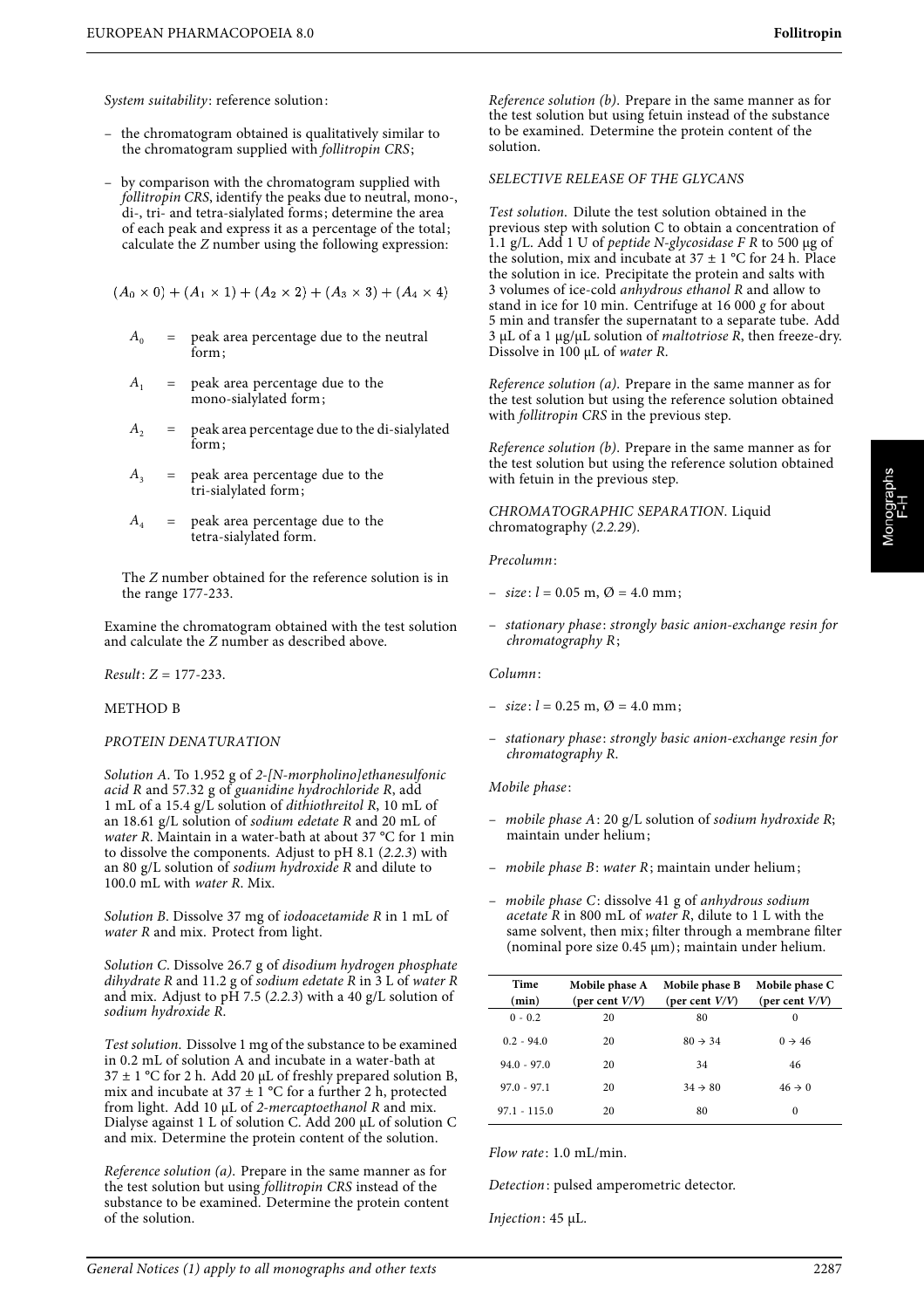*System suitability*: reference solution:

- the chromatogram obtained is qualitatively similar to the chromatogram supplied with *follitropin CRS*;
- by comparison with the chromatogram supplied with *follitropin CRS*, identify the peaks due to neutral, mono-, di-, tri- and tetra-sialylated forms; determine the area of each peak and express it as a percentage of the total; calculate the *Z* number using the following expression:

$$(A_0 \times 0) + (A_1 \times 1) + (A_2 \times 2) + (A_3 \times 3) + (A_4 \times 4)$$

$A_0$ = peak area percentage due to the neutral form;

$A_1$ = peak area percentage due to the mono-sialylated form;

$A_2$ = peak area percentage due to the di-sialylated form;

$A_3$ = peak area percentage due to the tri-sialylated form;

$A_4$ = peak area percentage due to the tetra-sialylated form.

The *Z* number obtained for the reference solution is in the range 177-233.

Examine the chromatogram obtained with the test solution and calculate the *Z* number as described above.

*Result*: *Z* = 177-233.

METHOD B

*PROTEIN DENATURATION*

*Solution A*. To 1.952 g of *2-[N-morpholino]ethanesulfonic acid R* and 57.32 g of *guanidine hydrochloride R*, add 1 mL of a 15.4 g/L solution of *dithiothreitol R*, 10 mL of an 18.61 g/L solution of *sodium edetate R* and 20 mL of *water R*. Maintain in a water-bath at about 37 °C for 1 min to dissolve the components. Adjust to pH 8.1 (*2.2.3*) with an 80 g/L solution of *sodium hydroxide R* and dilute to 100.0 mL with *water R*. Mix.

*Solution B*. Dissolve 37 mg of *iodoacetamide R* in 1 mL of *water R* and mix. Protect from light.

*Solution C*. Dissolve 26.7 g of *disodium hydrogen phosphate dihydrate R* and 11.2 g of *sodium edetate R* in 3 L of *water R* and mix. Adjust to pH 7.5 (*2.2.3*) with a 40 g/L solution of *sodium hydroxide R*.

*Test solution*. Dissolve 1 mg of the substance to be examined in 0.2 mL of solution A and incubate in a water-bath at 37 ± 1 °C for 2 h. Add 20 μL of freshly prepared solution B, mix and incubate at 37 ± 1 °C for a further 2 h, protected from light. Add 10 μL of *2-mercaptoethanol R* and mix. Dialyse against 1 L of solution C. Add 200 μL of solution C and mix. Determine the protein content of the solution.

*Reference solution (a)*. Prepare in the same manner as for the test solution but using *follitropin CRS* instead of the substance to be examined. Determine the protein content of the solution.

*Reference solution (b)*. Prepare in the same manner as for the test solution but using fetuin instead of the substance to be examined. Determine the protein content of the solution.

*SELECTIVE RELEASE OF THE GLYCANS*

*Test solution*. Dilute the test solution obtained in the previous step with solution C to obtain a concentration of 1.1 g/L. Add 1 U of *peptide N-glycosidase F R* to 500 μg of the solution, mix and incubate at 37 ± 1 °C for 24 h. Place the solution in ice. Precipitate the protein and salts with 3 volumes of ice-cold *anhydrous ethanol R* and allow to stand in ice for 10 min. Centrifuge at 16 000 *g* for about 5 min and transfer the supernatant to a separate tube. Add 3 μL of a 1 μg/μL solution of *maltotriose R*, then freeze-dry. Dissolve in 100 μL of *water R*.

*Reference solution (a)*. Prepare in the same manner as for the test solution but using the reference solution obtained with *follitropin CRS* in the previous step.

*Reference solution (b)*. Prepare in the same manner as for the test solution but using the reference solution obtained with fetuin in the previous step.

*CHROMATOGRAPHIC SEPARATION*. Liquid chromatography (*2.2.29*).

*Precolumn*:

- *size*: *l* = 0.05 m, Ø = 4.0 mm;
- *stationary phase*: *strongly basic anion-exchange resin for chromatography R*;

*Column*:

- *size*: *l* = 0.25 m, Ø = 4.0 mm;
- *stationary phase*: *strongly basic anion-exchange resin for chromatography R*.

*Mobile phase*:

- *mobile phase A*: 20 g/L solution of *sodium hydroxide R*; maintain under helium;
- *mobile phase B*: *water R*; maintain under helium;
- *mobile phase C*: dissolve 41 g of *anhydrous sodium acetate R* in 800 mL of *water R*, dilute to 1 L with the same solvent, then mix; filter through a membrane filter (nominal pore size 0.45 μm); maintain under helium.

| Time (min) | Mobile phase A (per cent *V/V*) | Mobile phase B (per cent *V/V*) | Mobile phase C (per cent *V/V*) |
|---|---|---|---|
| 0 - 0.2 | 20 | 80 | 0 |
| 0.2 - 94.0 | 20 | 80 → 34 | 0 → 46 |
| 94.0 - 97.0 | 20 | 34 | 46 |
| 97.0 - 97.1 | 20 | 34 → 80 | 46 → 0 |
| 97.1 - 115.0 | 20 | 80 | 0 |

*Flow rate*: 1.0 mL/min.

*Detection*: pulsed amperometric detector.

*Injection*: 45 μL.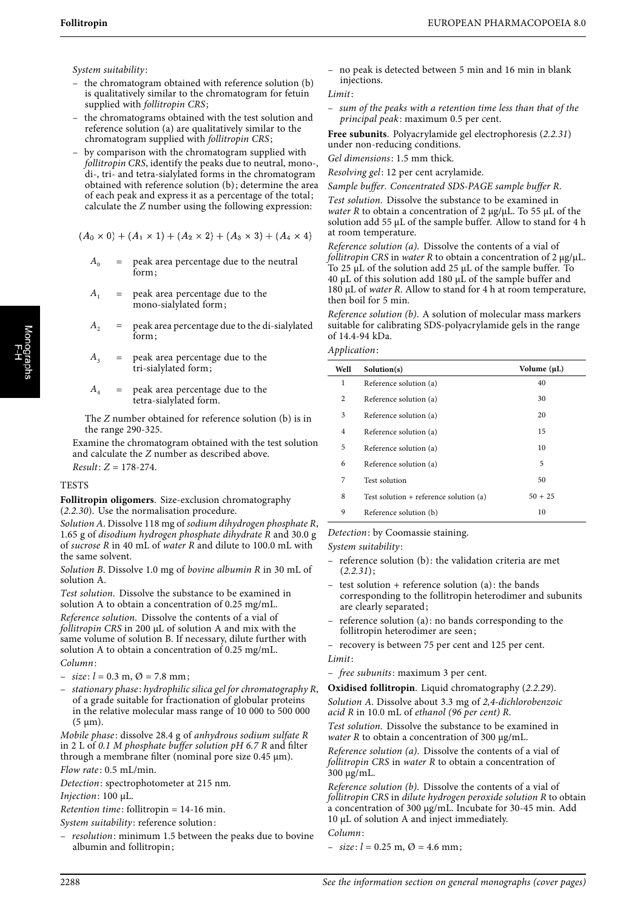*System suitability*:

– the chromatogram obtained with reference solution (b) is qualitatively similar to the chromatogram for fetuin supplied with *follitropin CRS*;

– the chromatograms obtained with the test solution and reference solution (a) are qualitatively similar to the chromatogram supplied with *follitropin CRS*;

– by comparison with the chromatogram supplied with *follitropin CRS*, identify the peaks due to neutral, mono-, di-, tri- and tetra-sialylated forms in the chromatogram obtained with reference solution (b); determine the area of each peak and express it as a percentage of the total; calculate the *Z* number using the following expression:

$$(A_0 \times 0) + (A_1 \times 1) + (A_2 \times 2) + (A_3 \times 3) + (A_4 \times 4)$$

$A_0$ = peak area percentage due to the neutral form;

$A_1$ = peak area percentage due to the mono-sialylated form;

$A_2$ = peak area percentage due to the di-sialylated form;

$A_3$ = peak area percentage due to the tri-sialylated form;

$A_4$ = peak area percentage due to the tetra-sialylated form.

The *Z* number obtained for reference solution (b) is in the range 290-325.

Examine the chromatogram obtained with the test solution and calculate the *Z* number as described above.

*Result*: *Z* = 178-274.

## TESTS

**Follitropin oligomers**. Size-exclusion chromatography (*2.2.30*). Use the normalisation procedure.

*Solution A*. Dissolve 118 mg of *sodium dihydrogen phosphate R*, 1.65 g of *disodium hydrogen phosphate dihydrate R* and 30.0 g of *sucrose R* in 40 mL of *water R* and dilute to 100.0 mL with the same solvent.

*Solution B*. Dissolve 1.0 mg of *bovine albumin R* in 30 mL of solution A.

*Test solution*. Dissolve the substance to be examined in solution A to obtain a concentration of 0.25 mg/mL.

*Reference solution*. Dissolve the contents of a vial of *follitropin CRS* in 200 μL of solution A and mix with the same volume of solution B. If necessary, dilute further with solution A to obtain a concentration of 0.25 mg/mL.

*Column*:

– *size*: *l* = 0.3 m, Ø = 7.8 mm;

– *stationary phase*: *hydrophilic silica gel for chromatography R*, of a grade suitable for fractionation of globular proteins in the relative molecular mass range of 10 000 to 500 000 (5 μm).

*Mobile phase*: dissolve 28.4 g of *anhydrous sodium sulfate R* in 2 L of *0.1 M phosphate buffer solution pH 6.7 R* and filter through a membrane filter (nominal pore size 0.45 μm).

*Flow rate*: 0.5 mL/min.

*Detection*: spectrophotometer at 215 nm.

*Injection*: 100 μL.

*Retention time*: follitropin = 14-16 min.

*System suitability*: reference solution:

– *resolution*: minimum 1.5 between the peaks due to bovine albumin and follitropin;

– no peak is detected between 5 min and 16 min in blank injections.

*Limit*:

– *sum of the peaks with a retention time less than that of the principal peak*: maximum 0.5 per cent.

**Free subunits**. Polyacrylamide gel electrophoresis (*2.2.31*) under non-reducing conditions.

*Gel dimensions*: 1.5 mm thick.

*Resolving gel*: 12 per cent acrylamide.

*Sample buffer*. *Concentrated SDS-PAGE sample buffer R*.

*Test solution*. Dissolve the substance to be examined in *water R* to obtain a concentration of 2 μg/μL. To 55 μL of the solution add 55 μL of the sample buffer. Allow to stand for 4 h at room temperature.

*Reference solution (a)*. Dissolve the contents of a vial of *follitropin CRS* in *water R* to obtain a concentration of 2 μg/μL. To 25 μL of the solution add 25 μL of the sample buffer. To 40 μL of this solution add 180 μL of the sample buffer and 180 μL of *water R*. Allow to stand for 4 h at room temperature, then boil for 5 min.

*Reference solution (b)*. A solution of molecular mass markers suitable for calibrating SDS-polyacrylamide gels in the range of 14.4-94 kDa.

*Application*:

| Well | Solution(s) | Volume (μL) |
|---|---|---|
| 1 | Reference solution (a) | 40 |
| 2 | Reference solution (a) | 30 |
| 3 | Reference solution (a) | 20 |
| 4 | Reference solution (a) | 15 |
| 5 | Reference solution (a) | 10 |
| 6 | Reference solution (a) | 5 |
| 7 | Test solution | 50 |
| 8 | Test solution + reference solution (a) | 50 + 25 |
| 9 | Reference solution (b) | 10 |

*Detection*: by Coomassie staining.

*System suitability*:

– reference solution (b): the validation criteria are met (*2.2.31*);

– test solution + reference solution (a): the bands corresponding to the follitropin heterodimer and subunits are clearly separated;

– reference solution (a): no bands corresponding to the follitropin heterodimer are seen;

– recovery is between 75 per cent and 125 per cent.

*Limit*:

– *free subunits*: maximum 3 per cent.

**Oxidised follitropin**. Liquid chromatography (*2.2.29*).

*Solution A*. Dissolve about 3.3 mg of *2,4-dichlorobenzoic acid R* in 10.0 mL of *ethanol (96 per cent) R*.

*Test solution*. Dissolve the substance to be examined in *water R* to obtain a concentration of 300 μg/mL.

*Reference solution (a)*. Dissolve the contents of a vial of *follitropin CRS* in *water R* to obtain a concentration of 300 μg/mL.

*Reference solution (b)*. Dissolve the contents of a vial of *follitropin CRS* in *dilute hydrogen peroxide solution R* to obtain a concentration of 300 μg/mL. Incubate for 30-45 min. Add 10 μL of solution A and inject immediately.

*Column*:

– *size*: *l* = 0.25 m, Ø = 4.6 mm;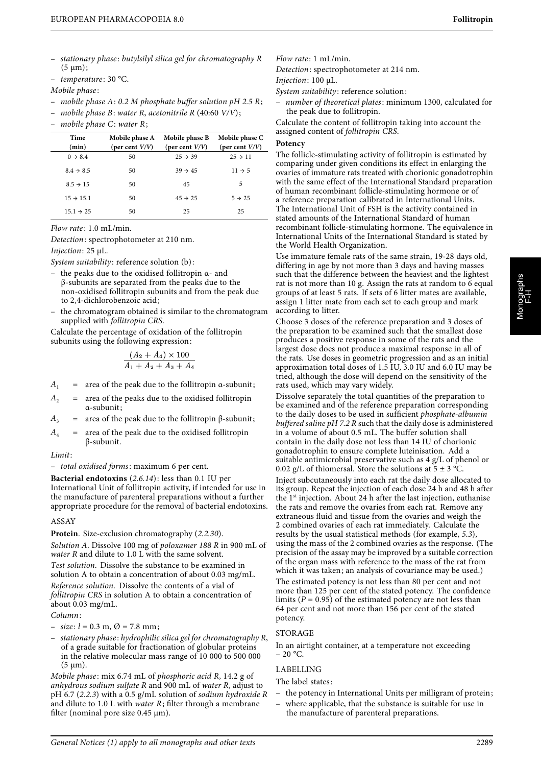– *stationary phase*: *butylsilyl silica gel for chromatography R* (5 μm);
– *temperature*: 30 °C.

*Mobile phase*:

– *mobile phase A*: *0.2 M phosphate buffer solution pH 2.5 R*;
– *mobile phase B*: *water R*, *acetonitrile R* (40:60 *V/V*);
– *mobile phase C*: *water R*;

| Time (min) | Mobile phase A (per cent *V/V*) | Mobile phase B (per cent *V/V*) | Mobile phase C (per cent *V/V*) |
|---|---|---|---|
| 0 → 8.4 | 50 | 25 → 39 | 25 → 11 |
| 8.4 → 8.5 | 50 | 39 → 45 | 11 → 5 |
| 8.5 → 15 | 50 | 45 | 5 |
| 15 → 15.1 | 50 | 45 → 25 | 5 → 25 |
| 15.1 → 25 | 50 | 25 | 25 |

*Flow rate*: 1.0 mL/min.

*Detection*: spectrophotometer at 210 nm.

*Injection*: 25 μL.

*System suitability*: reference solution (b):

– the peaks due to the oxidised follitropin α- and β-subunits are separated from the peaks due to the non-oxidised follitropin subunits and from the peak due to 2,4-dichlorobenzoic acid;
– the chromatogram obtained is similar to the chromatogram supplied with *follitropin CRS*.

Calculate the percentage of oxidation of the follitropin subunits using the following expression:

$$\frac{(A_2 + A_4) \times 100}{A_1 + A_2 + A_3 + A_4}$$

$A_1$ = area of the peak due to the follitropin α-subunit;

$A_2$ = area of the peaks due to the oxidised follitropin α-subunit;

$A_3$ = area of the peak due to the follitropin β-subunit;

$A_4$ = area of the peak due to the oxidised follitropin β-subunit.

*Limit*:

– *total oxidised forms*: maximum 6 per cent.

**Bacterial endotoxins** (*2.6.14*): less than 0.1 IU per International Unit of follitropin activity, if intended for use in the manufacture of parenteral preparations without a further appropriate procedure for the removal of bacterial endotoxins.

## ASSAY

**Protein**. Size-exclusion chromatography (*2.2.30*).

*Solution A*. Dissolve 100 mg of *poloxamer 188 R* in 900 mL of *water R* and dilute to 1.0 L with the same solvent.

*Test solution*. Dissolve the substance to be examined in solution A to obtain a concentration of about 0.03 mg/mL.

*Reference solution*. Dissolve the contents of a vial of *follitropin CRS* in solution A to obtain a concentration of about 0.03 mg/mL.

*Column*:

– *size*: *l* = 0.3 m, Ø = 7.8 mm;
– *stationary phase*: *hydrophilic silica gel for chromatography R*, of a grade suitable for fractionation of globular proteins in the relative molecular mass range of 10 000 to 500 000 (5 μm).

*Mobile phase*: mix 6.74 mL of *phosphoric acid R*, 14.2 g of *anhydrous sodium sulfate R* and 900 mL of *water R*, adjust to pH 6.7 (*2.2.3*) with a 0.5 g/mL solution of *sodium hydroxide R* and dilute to 1.0 L with *water R*; filter through a membrane filter (nominal pore size 0.45 μm).

*Flow rate*: 1 mL/min.

*Detection*: spectrophotometer at 214 nm.

*Injection*: 100 μL.

*System suitability*: reference solution:

– *number of theoretical plates*: minimum 1300, calculated for the peak due to follitropin.

Calculate the content of follitropin taking into account the assigned content of *follitropin CRS*.

**Potency**

The follicle-stimulating activity of follitropin is estimated by comparing under given conditions its effect in enlarging the ovaries of immature rats treated with chorionic gonadotrophin with the same effect of the International Standard preparation of human recombinant follicle-stimulating hormone or of a reference preparation calibrated in International Units.

The International Unit of FSH is the activity contained in stated amounts of the International Standard of human recombinant follicle-stimulating hormone. The equivalence in International Units of the International Standard is stated by the World Health Organization.

Use immature female rats of the same strain, 19-28 days old, differing in age by not more than 3 days and having masses such that the difference between the heaviest and the lightest rat is not more than 10 g. Assign the rats at random to 6 equal groups of at least 5 rats. If sets of 6 litter mates are available, assign 1 litter mate from each set to each group and mark according to litter.

Choose 3 doses of the reference preparation and 3 doses of the preparation to be examined such that the smallest dose produces a positive response in some of the rats and the largest dose does not produce a maximal response in all of the rats. Use doses in geometric progression and as an initial approximation total doses of 1.5 IU, 3.0 IU and 6.0 IU may be tried, although the dose will depend on the sensitivity of the rats used, which may vary widely.

Dissolve separately the total quantities of the preparation to be examined and of the reference preparation corresponding to the daily doses to be used in sufficient *phosphate-albumin buffered saline pH 7.2 R* such that the daily dose is administered in a volume of about 0.5 mL. The buffer solution shall contain in the daily dose not less than 14 IU of chorionic gonadotrophin to ensure complete luteinisation. Add a suitable antimicrobial preservative such as 4 g/L of phenol or 0.02 g/L of thiomersal. Store the solutions at 5 ± 3 °C.

Inject subcutaneously into each rat the daily dose allocated to its group. Repeat the injection of each dose 24 h and 48 h after the 1st injection. About 24 h after the last injection, euthanise the rats and remove the ovaries from each rat. Remove any extraneous fluid and tissue from the ovaries and weigh the 2 combined ovaries of each rat immediately. Calculate the results by the usual statistical methods (for example, *5.3*), using the mass of the 2 combined ovaries as the response. (The precision of the assay may be improved by a suitable correction of the organ mass with reference to the mass of the rat from which it was taken; an analysis of covariance may be used.)

The estimated potency is not less than 80 per cent and not more than 125 per cent of the stated potency. The confidence limits ($P = 0.95$) of the estimated potency are not less than 64 per cent and not more than 156 per cent of the stated potency.

## STORAGE

In an airtight container, at a temperature not exceeding − 20 °C.

## LABELLING

The label states:

– the potency in International Units per milligram of protein;
– where applicable, that the substance is suitable for use in the manufacture of parenteral preparations.